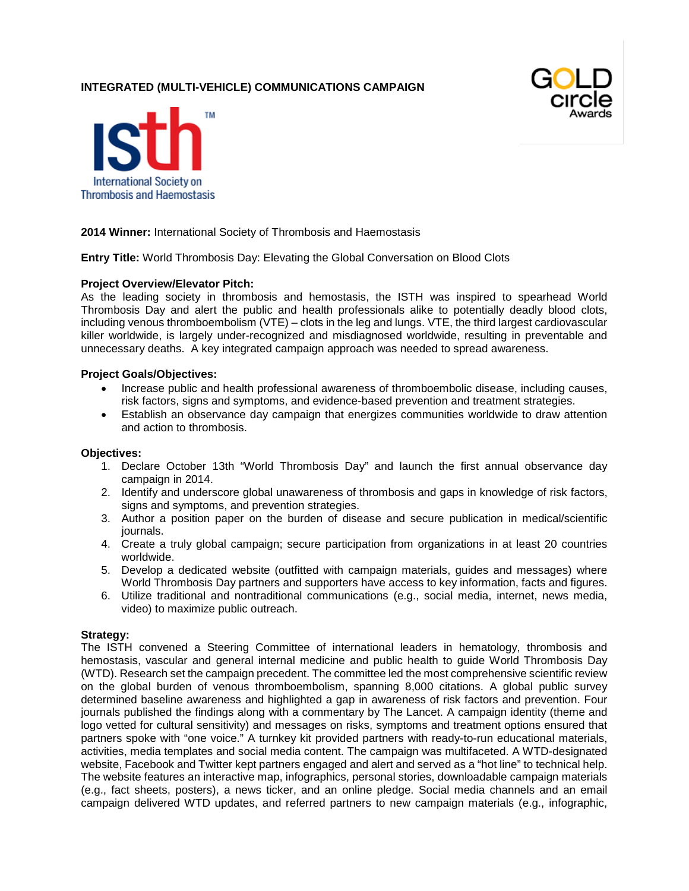**INTEGRATED (MULTI-VEHICLE) COMMUNICATIONS CAMPAIGN**

**2014 Winner:** International Society of Thrombosis and Haemostasis

**Entry Title:** World Thrombosis Day: Elevating the Global Conversation on Blood Clots

**Project Overview/Elevator Pitch:**
As the leading society in thrombosis and hemostasis, the ISTH was inspired to spearhead World Thrombosis Day and alert the public and health professionals alike to potentially deadly blood clots, including venous thromboembolism (VTE) – clots in the leg and lungs. VTE, the third largest cardiovascular killer worldwide, is largely under-recognized and misdiagnosed worldwide, resulting in preventable and unnecessary deaths. A key integrated campaign approach was needed to spread awareness.

**Project Goals/Objectives:**

- Increase public and health professional awareness of thromboembolic disease, including causes, risk factors, signs and symptoms, and evidence-based prevention and treatment strategies.
- Establish an observance day campaign that energizes communities worldwide to draw attention and action to thrombosis.

**Objectives:**

1. Declare October 13th "World Thrombosis Day" and launch the first annual observance day campaign in 2014.
2. Identify and underscore global unawareness of thrombosis and gaps in knowledge of risk factors, signs and symptoms, and prevention strategies.
3. Author a position paper on the burden of disease and secure publication in medical/scientific journals.
4. Create a truly global campaign; secure participation from organizations in at least 20 countries worldwide.
5. Develop a dedicated website (outfitted with campaign materials, guides and messages) where World Thrombosis Day partners and supporters have access to key information, facts and figures.
6. Utilize traditional and nontraditional communications (e.g., social media, internet, news media, video) to maximize public outreach.

**Strategy:**
The ISTH convened a Steering Committee of international leaders in hematology, thrombosis and hemostasis, vascular and general internal medicine and public health to guide World Thrombosis Day (WTD). Research set the campaign precedent. The committee led the most comprehensive scientific review on the global burden of venous thromboembolism, spanning 8,000 citations. A global public survey determined baseline awareness and highlighted a gap in awareness of risk factors and prevention. Four journals published the findings along with a commentary by The Lancet. A campaign identity (theme and logo vetted for cultural sensitivity) and messages on risks, symptoms and treatment options ensured that partners spoke with "one voice." A turnkey kit provided partners with ready-to-run educational materials, activities, media templates and social media content. The campaign was multifaceted. A WTD-designated website, Facebook and Twitter kept partners engaged and alert and served as a "hot line" to technical help. The website features an interactive map, infographics, personal stories, downloadable campaign materials (e.g., fact sheets, posters), a news ticker, and an online pledge. Social media channels and an email campaign delivered WTD updates, and referred partners to new campaign materials (e.g., infographic,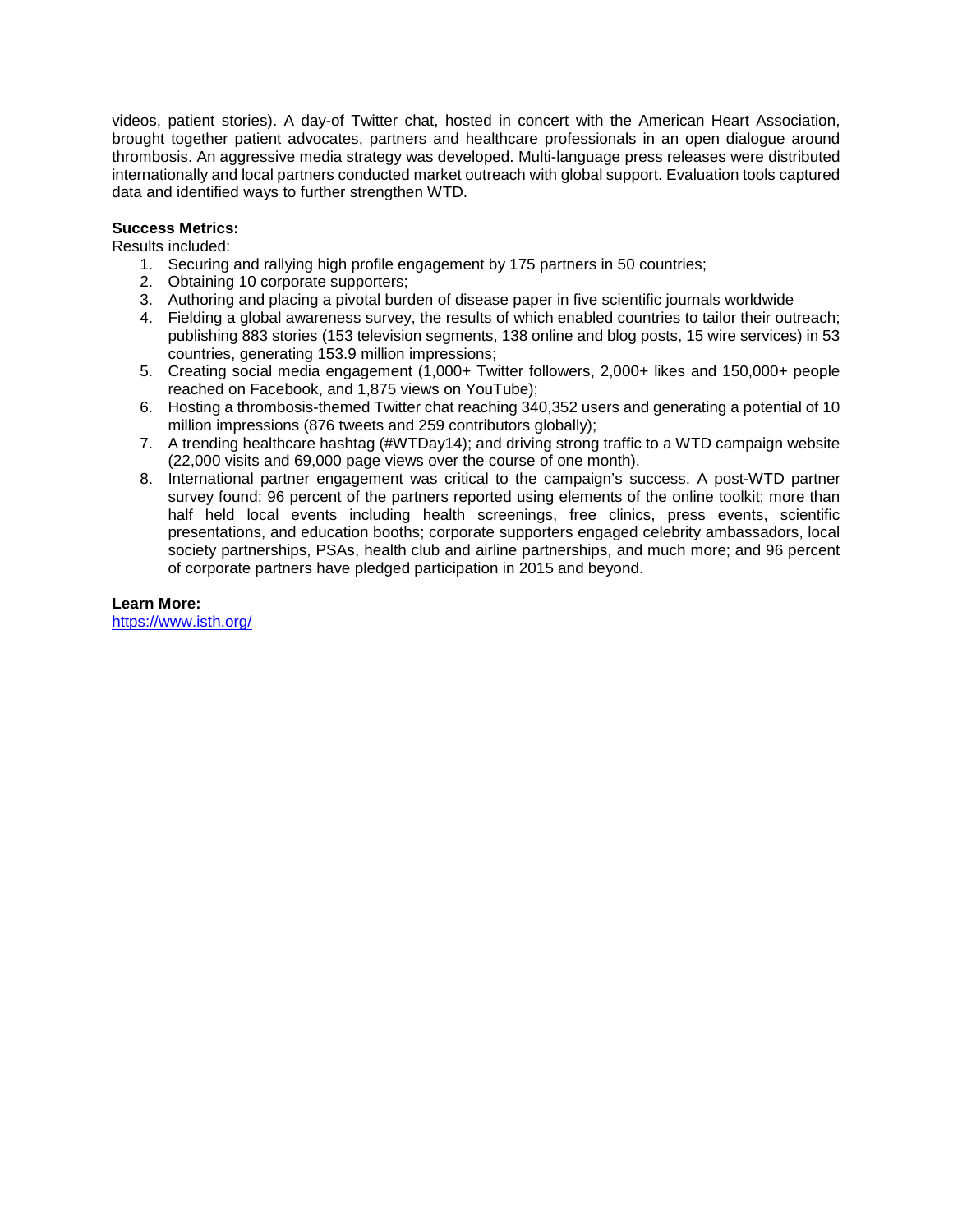videos, patient stories). A day-of Twitter chat, hosted in concert with the American Heart Association, brought together patient advocates, partners and healthcare professionals in an open dialogue around thrombosis. An aggressive media strategy was developed. Multi-language press releases were distributed internationally and local partners conducted market outreach with global support. Evaluation tools captured data and identified ways to further strengthen WTD.

**Success Metrics:**

Results included:

1. Securing and rallying high profile engagement by 175 partners in 50 countries;
2. Obtaining 10 corporate supporters;
3. Authoring and placing a pivotal burden of disease paper in five scientific journals worldwide
4. Fielding a global awareness survey, the results of which enabled countries to tailor their outreach; publishing 883 stories (153 television segments, 138 online and blog posts, 15 wire services) in 53 countries, generating 153.9 million impressions;
5. Creating social media engagement (1,000+ Twitter followers, 2,000+ likes and 150,000+ people reached on Facebook, and 1,875 views on YouTube);
6. Hosting a thrombosis-themed Twitter chat reaching 340,352 users and generating a potential of 10 million impressions (876 tweets and 259 contributors globally);
7. A trending healthcare hashtag (#WTDay14); and driving strong traffic to a WTD campaign website (22,000 visits and 69,000 page views over the course of one month).
8. International partner engagement was critical to the campaign's success. A post-WTD partner survey found: 96 percent of the partners reported using elements of the online toolkit; more than half held local events including health screenings, free clinics, press events, scientific presentations, and education booths; corporate supporters engaged celebrity ambassadors, local society partnerships, PSAs, health club and airline partnerships, and much more; and 96 percent of corporate partners have pledged participation in 2015 and beyond.

**Learn More:**

https://www.isth.org/